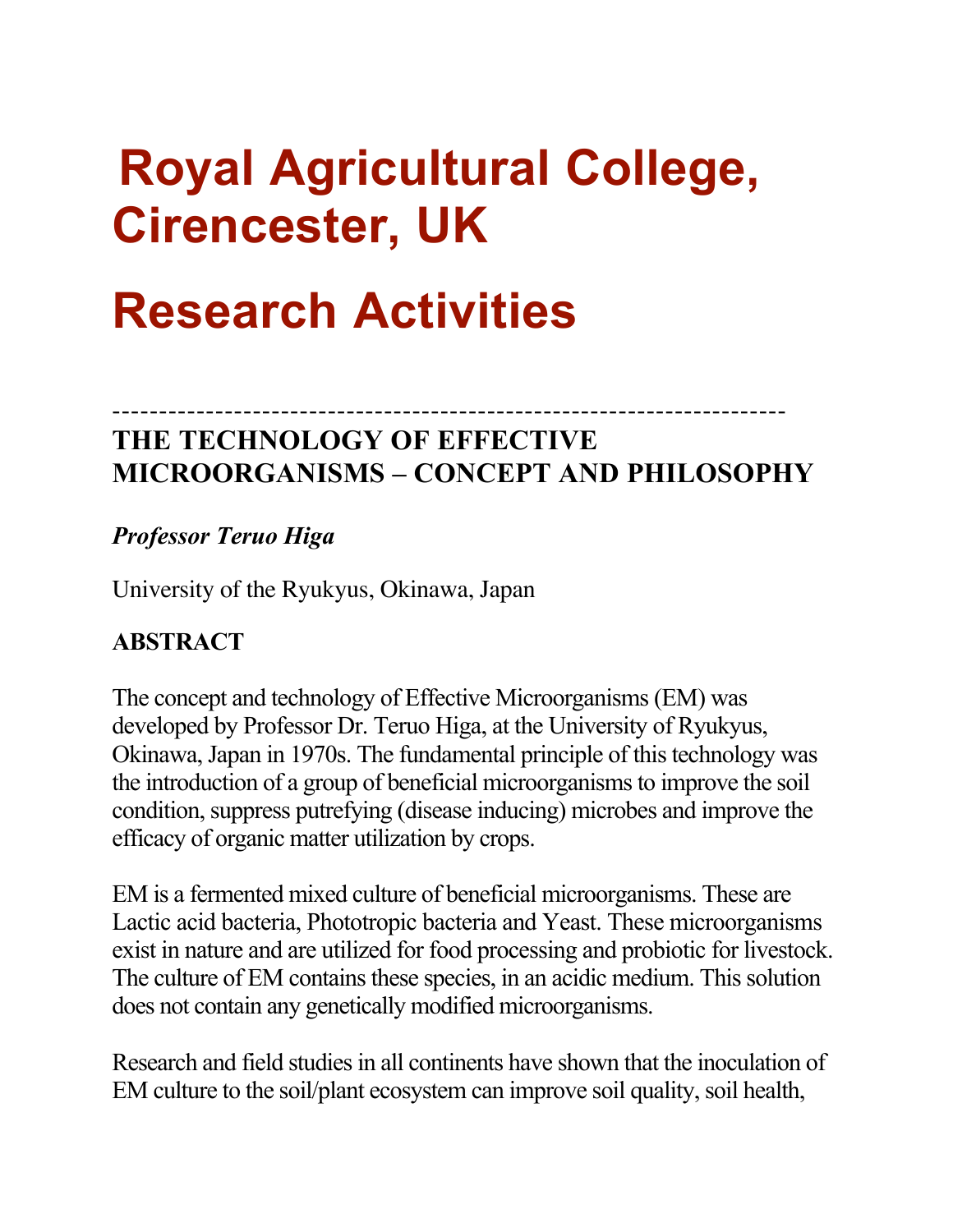# Royal Agricultural College, Cirencester, UK

# Research Activities

---

## THE TECHNOLOGY OF EFFECTIVE MICROORGANISMS – CONCEPT AND PHILOSOPHY

***Professor Teruo Higa***

University of the Ryukyus, Okinawa, Japan

### ABSTRACT

The concept and technology of Effective Microorganisms (EM) was developed by Professor Dr. Teruo Higa, at the University of Ryukyus, Okinawa, Japan in 1970s. The fundamental principle of this technology was the introduction of a group of beneficial microorganisms to improve the soil condition, suppress putrefying (disease inducing) microbes and improve the efficacy of organic matter utilization by crops.

EM is a fermented mixed culture of beneficial microorganisms. These are Lactic acid bacteria, Phototropic bacteria and Yeast. These microorganisms exist in nature and are utilized for food processing and probiotic for livestock. The culture of EM contains these species, in an acidic medium. This solution does not contain any genetically modified microorganisms.

Research and field studies in all continents have shown that the inoculation of EM culture to the soil/plant ecosystem can improve soil quality, soil health,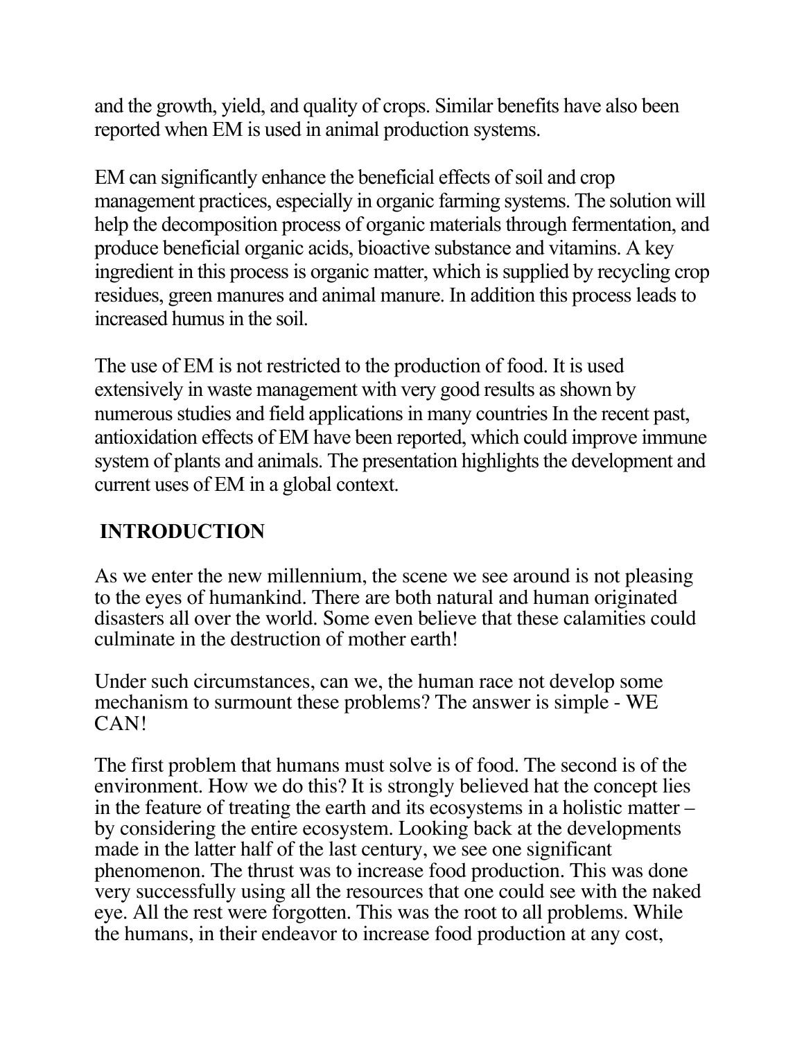and the growth, yield, and quality of crops. Similar benefits have also been reported when EM is used in animal production systems.

EM can significantly enhance the beneficial effects of soil and crop management practices, especially in organic farming systems. The solution will help the decomposition process of organic materials through fermentation, and produce beneficial organic acids, bioactive substance and vitamins. A key ingredient in this process is organic matter, which is supplied by recycling crop residues, green manures and animal manure. In addition this process leads to increased humus in the soil.

The use of EM is not restricted to the production of food. It is used extensively in waste management with very good results as shown by numerous studies and field applications in many countries In the recent past, antioxidation effects of EM have been reported, which could improve immune system of plants and animals. The presentation highlights the development and current uses of EM in a global context.

## INTRODUCTION

As we enter the new millennium, the scene we see around is not pleasing to the eyes of humankind. There are both natural and human originated disasters all over the world. Some even believe that these calamities could culminate in the destruction of mother earth!

Under such circumstances, can we, the human race not develop some mechanism to surmount these problems? The answer is simple - WE CAN!

The first problem that humans must solve is of food. The second is of the environment. How we do this? It is strongly believed hat the concept lies in the feature of treating the earth and its ecosystems in a holistic matter – by considering the entire ecosystem. Looking back at the developments made in the latter half of the last century, we see one significant phenomenon. The thrust was to increase food production. This was done very successfully using all the resources that one could see with the naked eye. All the rest were forgotten. This was the root to all problems. While the humans, in their endeavor to increase food production at any cost,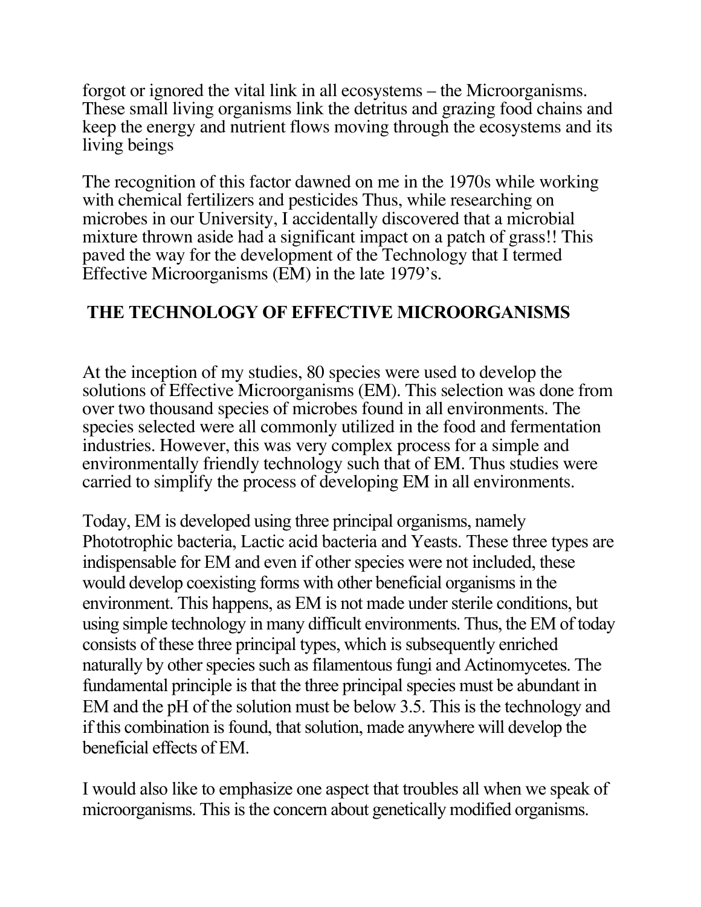forgot or ignored the vital link in all ecosystems – the Microorganisms. These small living organisms link the detritus and grazing food chains and keep the energy and nutrient flows moving through the ecosystems and its living beings

The recognition of this factor dawned on me in the 1970s while working with chemical fertilizers and pesticides Thus, while researching on microbes in our University, I accidentally discovered that a microbial mixture thrown aside had a significant impact on a patch of grass!! This paved the way for the development of the Technology that I termed Effective Microorganisms (EM) in the late 1979's.

## THE TECHNOLOGY OF EFFECTIVE MICROORGANISMS

At the inception of my studies, 80 species were used to develop the solutions of Effective Microorganisms (EM). This selection was done from over two thousand species of microbes found in all environments. The species selected were all commonly utilized in the food and fermentation industries. However, this was very complex process for a simple and environmentally friendly technology such that of EM. Thus studies were carried to simplify the process of developing EM in all environments.

Today, EM is developed using three principal organisms, namely Phototrophic bacteria, Lactic acid bacteria and Yeasts. These three types are indispensable for EM and even if other species were not included, these would develop coexisting forms with other beneficial organisms in the environment. This happens, as EM is not made under sterile conditions, but using simple technology in many difficult environments. Thus, the EM of today consists of these three principal types, which is subsequently enriched naturally by other species such as filamentous fungi and Actinomycetes. The fundamental principle is that the three principal species must be abundant in EM and the pH of the solution must be below 3.5. This is the technology and if this combination is found, that solution, made anywhere will develop the beneficial effects of EM.

I would also like to emphasize one aspect that troubles all when we speak of microorganisms. This is the concern about genetically modified organisms.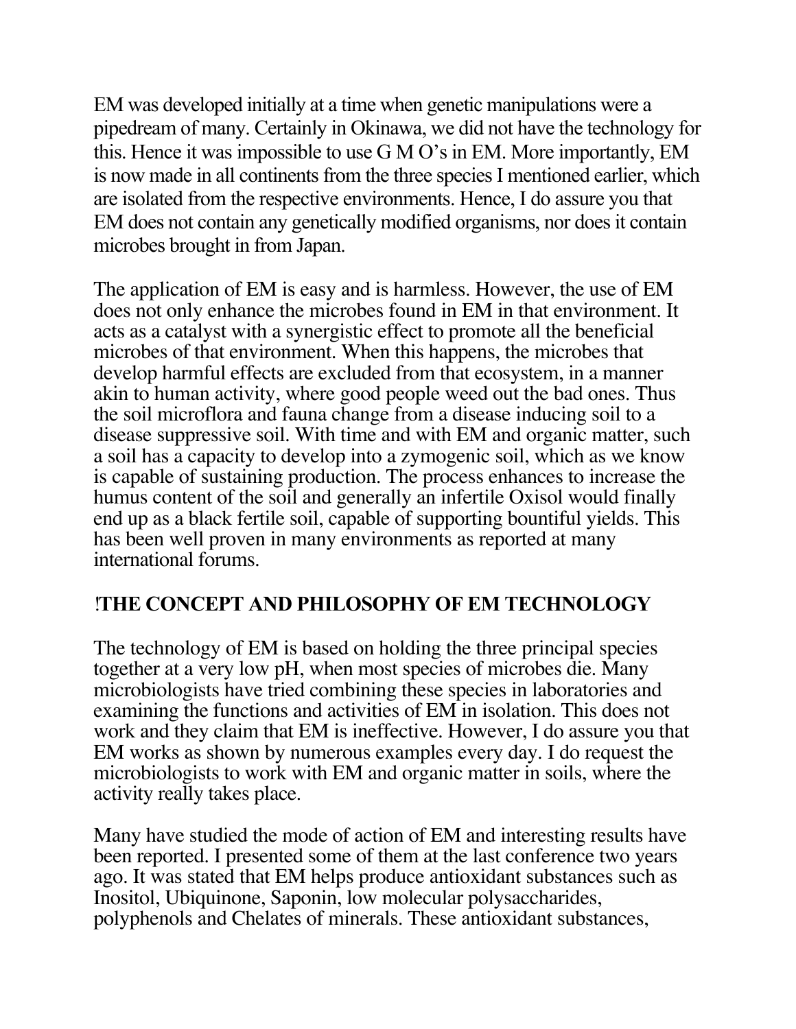EM was developed initially at a time when genetic manipulations were a pipedream of many. Certainly in Okinawa, we did not have the technology for this. Hence it was impossible to use G M O's in EM. More importantly, EM is now made in all continents from the three species I mentioned earlier, which are isolated from the respective environments. Hence, I do assure you that EM does not contain any genetically modified organisms, nor does it contain microbes brought in from Japan.

The application of EM is easy and is harmless. However, the use of EM does not only enhance the microbes found in EM in that environment. It acts as a catalyst with a synergistic effect to promote all the beneficial microbes of that environment. When this happens, the microbes that develop harmful effects are excluded from that ecosystem, in a manner akin to human activity, where good people weed out the bad ones. Thus the soil microflora and fauna change from a disease inducing soil to a disease suppressive soil. With time and with EM and organic matter, such a soil has a capacity to develop into a zymogenic soil, which as we know is capable of sustaining production. The process enhances to increase the humus content of the soil and generally an infertile Oxisol would finally end up as a black fertile soil, capable of supporting bountiful yields. This has been well proven in many environments as reported at many international forums.

## !THE CONCEPT AND PHILOSOPHY OF EM TECHNOLOGY

The technology of EM is based on holding the three principal species together at a very low pH, when most species of microbes die. Many microbiologists have tried combining these species in laboratories and examining the functions and activities of EM in isolation. This does not work and they claim that EM is ineffective. However, I do assure you that EM works as shown by numerous examples every day. I do request the microbiologists to work with EM and organic matter in soils, where the activity really takes place.

Many have studied the mode of action of EM and interesting results have been reported. I presented some of them at the last conference two years ago. It was stated that EM helps produce antioxidant substances such as Inositol, Ubiquinone, Saponin, low molecular polysaccharides, polyphenols and Chelates of minerals. These antioxidant substances,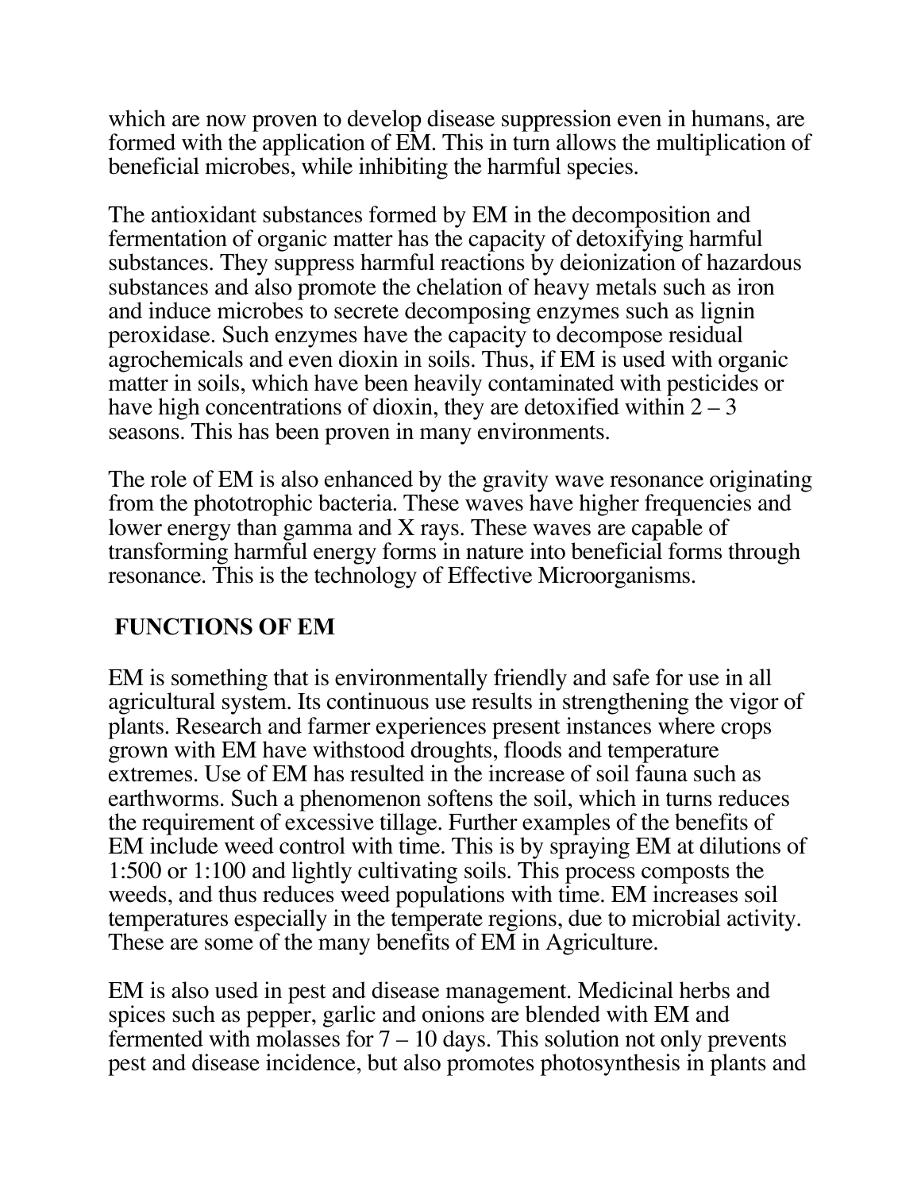which are now proven to develop disease suppression even in humans, are formed with the application of EM. This in turn allows the multiplication of beneficial microbes, while inhibiting the harmful species.

The antioxidant substances formed by EM in the decomposition and fermentation of organic matter has the capacity of detoxifying harmful substances. They suppress harmful reactions by deionization of hazardous substances and also promote the chelation of heavy metals such as iron and induce microbes to secrete decomposing enzymes such as lignin peroxidase. Such enzymes have the capacity to decompose residual agrochemicals and even dioxin in soils. Thus, if EM is used with organic matter in soils, which have been heavily contaminated with pesticides or have high concentrations of dioxin, they are detoxified within 2 – 3 seasons. This has been proven in many environments.

The role of EM is also enhanced by the gravity wave resonance originating from the phototrophic bacteria. These waves have higher frequencies and lower energy than gamma and X rays. These waves are capable of transforming harmful energy forms in nature into beneficial forms through resonance. This is the technology of Effective Microorganisms.

## FUNCTIONS OF EM

EM is something that is environmentally friendly and safe for use in all agricultural system. Its continuous use results in strengthening the vigor of plants. Research and farmer experiences present instances where crops grown with EM have withstood droughts, floods and temperature extremes. Use of EM has resulted in the increase of soil fauna such as earthworms. Such a phenomenon softens the soil, which in turns reduces the requirement of excessive tillage. Further examples of the benefits of EM include weed control with time. This is by spraying EM at dilutions of 1:500 or 1:100 and lightly cultivating soils. This process composts the weeds, and thus reduces weed populations with time. EM increases soil temperatures especially in the temperate regions, due to microbial activity. These are some of the many benefits of EM in Agriculture.

EM is also used in pest and disease management. Medicinal herbs and spices such as pepper, garlic and onions are blended with EM and fermented with molasses for 7 – 10 days. This solution not only prevents pest and disease incidence, but also promotes photosynthesis in plants and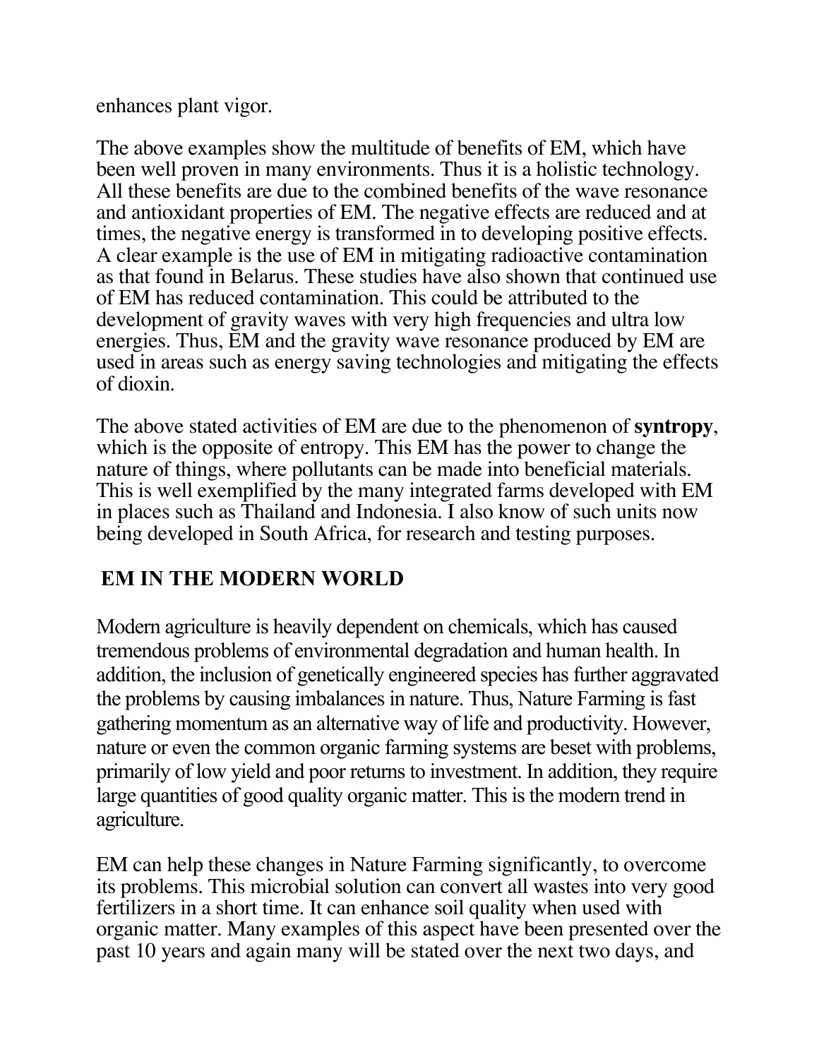enhances plant vigor.

The above examples show the multitude of benefits of EM, which have been well proven in many environments. Thus it is a holistic technology. All these benefits are due to the combined benefits of the wave resonance and antioxidant properties of EM. The negative effects are reduced and at times, the negative energy is transformed in to developing positive effects. A clear example is the use of EM in mitigating radioactive contamination as that found in Belarus. These studies have also shown that continued use of EM has reduced contamination. This could be attributed to the development of gravity waves with very high frequencies and ultra low energies. Thus, EM and the gravity wave resonance produced by EM are used in areas such as energy saving technologies and mitigating the effects of dioxin.

The above stated activities of EM are due to the phenomenon of **syntropy**, which is the opposite of entropy. This EM has the power to change the nature of things, where pollutants can be made into beneficial materials. This is well exemplified by the many integrated farms developed with EM in places such as Thailand and Indonesia. I also know of such units now being developed in South Africa, for research and testing purposes.

## EM IN THE MODERN WORLD

Modern agriculture is heavily dependent on chemicals, which has caused tremendous problems of environmental degradation and human health. In addition, the inclusion of genetically engineered species has further aggravated the problems by causing imbalances in nature. Thus, Nature Farming is fast gathering momentum as an alternative way of life and productivity. However, nature or even the common organic farming systems are beset with problems, primarily of low yield and poor returns to investment. In addition, they require large quantities of good quality organic matter. This is the modern trend in agriculture.

EM can help these changes in Nature Farming significantly, to overcome its problems. This microbial solution can convert all wastes into very good fertilizers in a short time. It can enhance soil quality when used with organic matter. Many examples of this aspect have been presented over the past 10 years and again many will be stated over the next two days, and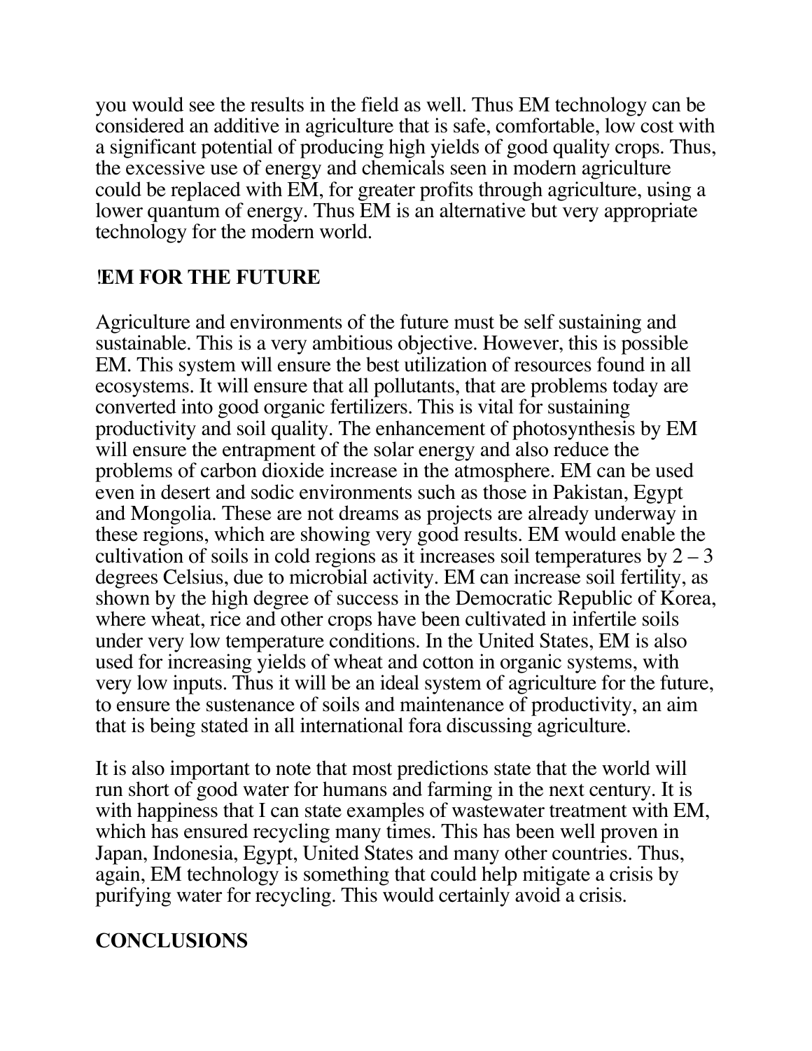you would see the results in the field as well. Thus EM technology can be considered an additive in agriculture that is safe, comfortable, low cost with a significant potential of producing high yields of good quality crops. Thus, the excessive use of energy and chemicals seen in modern agriculture could be replaced with EM, for greater profits through agriculture, using a lower quantum of energy. Thus EM is an alternative but very appropriate technology for the modern world.

## !EM FOR THE FUTURE

Agriculture and environments of the future must be self sustaining and sustainable. This is a very ambitious objective. However, this is possible EM. This system will ensure the best utilization of resources found in all ecosystems. It will ensure that all pollutants, that are problems today are converted into good organic fertilizers. This is vital for sustaining productivity and soil quality. The enhancement of photosynthesis by EM will ensure the entrapment of the solar energy and also reduce the problems of carbon dioxide increase in the atmosphere. EM can be used even in desert and sodic environments such as those in Pakistan, Egypt and Mongolia. These are not dreams as projects are already underway in these regions, which are showing very good results. EM would enable the cultivation of soils in cold regions as it increases soil temperatures by 2 – 3 degrees Celsius, due to microbial activity. EM can increase soil fertility, as shown by the high degree of success in the Democratic Republic of Korea, where wheat, rice and other crops have been cultivated in infertile soils under very low temperature conditions. In the United States, EM is also used for increasing yields of wheat and cotton in organic systems, with very low inputs. Thus it will be an ideal system of agriculture for the future, to ensure the sustenance of soils and maintenance of productivity, an aim that is being stated in all international fora discussing agriculture.

It is also important to note that most predictions state that the world will run short of good water for humans and farming in the next century. It is with happiness that I can state examples of wastewater treatment with EM, which has ensured recycling many times. This has been well proven in Japan, Indonesia, Egypt, United States and many other countries. Thus, again, EM technology is something that could help mitigate a crisis by purifying water for recycling. This would certainly avoid a crisis.

## CONCLUSIONS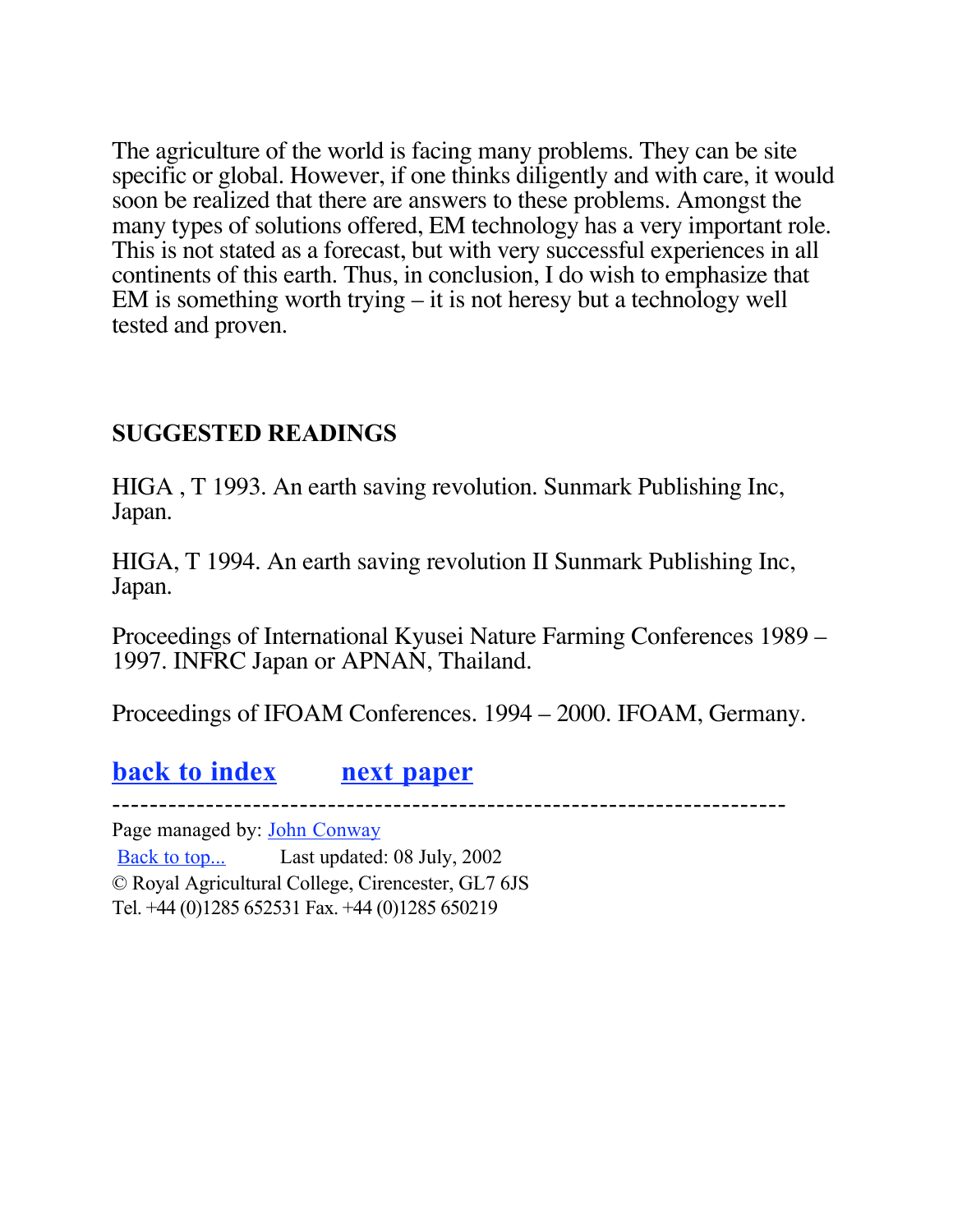The agriculture of the world is facing many problems. They can be site specific or global. However, if one thinks diligently and with care, it would soon be realized that there are answers to these problems. Amongst the many types of solutions offered, EM technology has a very important role. This is not stated as a forecast, but with very successful experiences in all continents of this earth. Thus, in conclusion, I do wish to emphasize that EM is something worth trying – it is not heresy but a technology well tested and proven.

## SUGGESTED READINGS

HIGA , T 1993. An earth saving revolution. Sunmark Publishing Inc, Japan.

HIGA, T 1994. An earth saving revolution II Sunmark Publishing Inc, Japan.

Proceedings of International Kyusei Nature Farming Conferences 1989 – 1997. INFRC Japan or APNAN, Thailand.

Proceedings of IFOAM Conferences. 1994 – 2000. IFOAM, Germany.

**back to index** **next paper**

---

Page managed by: John Conway

Back to top... Last updated: 08 July, 2002

© Royal Agricultural College, Cirencester, GL7 6JS

Tel. +44 (0)1285 652531 Fax. +44 (0)1285 650219